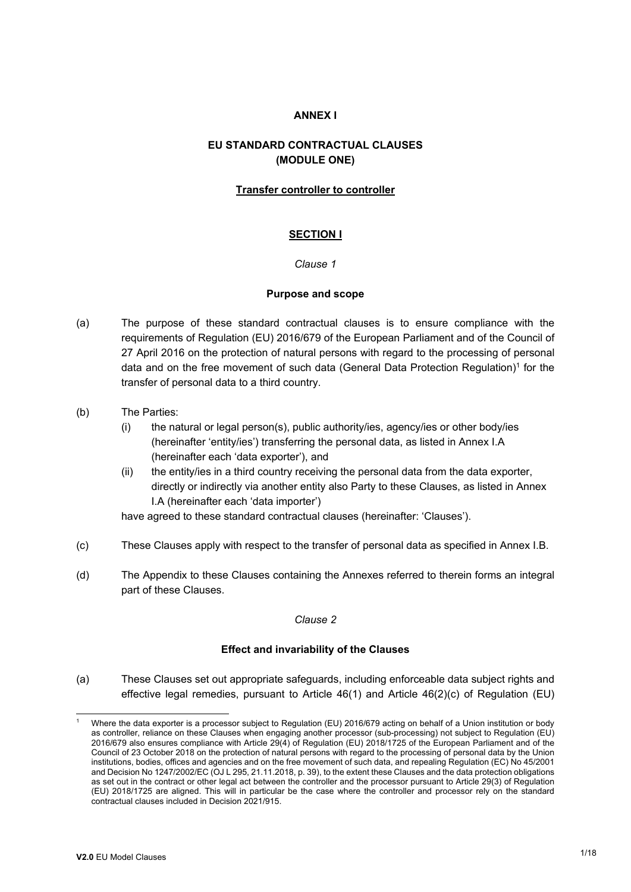**ANNEX I**

**EU STANDARD CONTRACTUAL CLAUSES (MODULE ONE)**

**Transfer controller to controller**

## SECTION I

*Clause 1*

**Purpose and scope**

(a) The purpose of these standard contractual clauses is to ensure compliance with the requirements of Regulation (EU) 2016/679 of the European Parliament and of the Council of 27 April 2016 on the protection of natural persons with regard to the processing of personal data and on the free movement of such data (General Data Protection Regulation)[1] for the transfer of personal data to a third country.

(b) The Parties:

(i) the natural or legal person(s), public authority/ies, agency/ies or other body/ies (hereinafter 'entity/ies') transferring the personal data, as listed in Annex I.A (hereinafter each 'data exporter'), and

(ii) the entity/ies in a third country receiving the personal data from the data exporter, directly or indirectly via another entity also Party to these Clauses, as listed in Annex I.A (hereinafter each 'data importer')

have agreed to these standard contractual clauses (hereinafter: 'Clauses').

(c) These Clauses apply with respect to the transfer of personal data as specified in Annex I.B.

(d) The Appendix to these Clauses containing the Annexes referred to therein forms an integral part of these Clauses.

*Clause 2*

**Effect and invariability of the Clauses**

(a) These Clauses set out appropriate safeguards, including enforceable data subject rights and effective legal remedies, pursuant to Article 46(1) and Article 46(2)(c) of Regulation (EU)

---

[1] Where the data exporter is a processor subject to Regulation (EU) 2016/679 acting on behalf of a Union institution or body as controller, reliance on these Clauses when engaging another processor (sub-processing) not subject to Regulation (EU) 2016/679 also ensures compliance with Article 29(4) of Regulation (EU) 2018/1725 of the European Parliament and of the Council of 23 October 2018 on the protection of natural persons with regard to the processing of personal data by the Union institutions, bodies, offices and agencies and on the free movement of such data, and repealing Regulation (EC) No 45/2001 and Decision No 1247/2002/EC (OJ L 295, 21.11.2018, p. 39), to the extent these Clauses and the data protection obligations as set out in the contract or other legal act between the controller and the processor pursuant to Article 29(3) of Regulation (EU) 2018/1725 are aligned. This will in particular be the case where the controller and processor rely on the standard contractual clauses included in Decision 2021/915.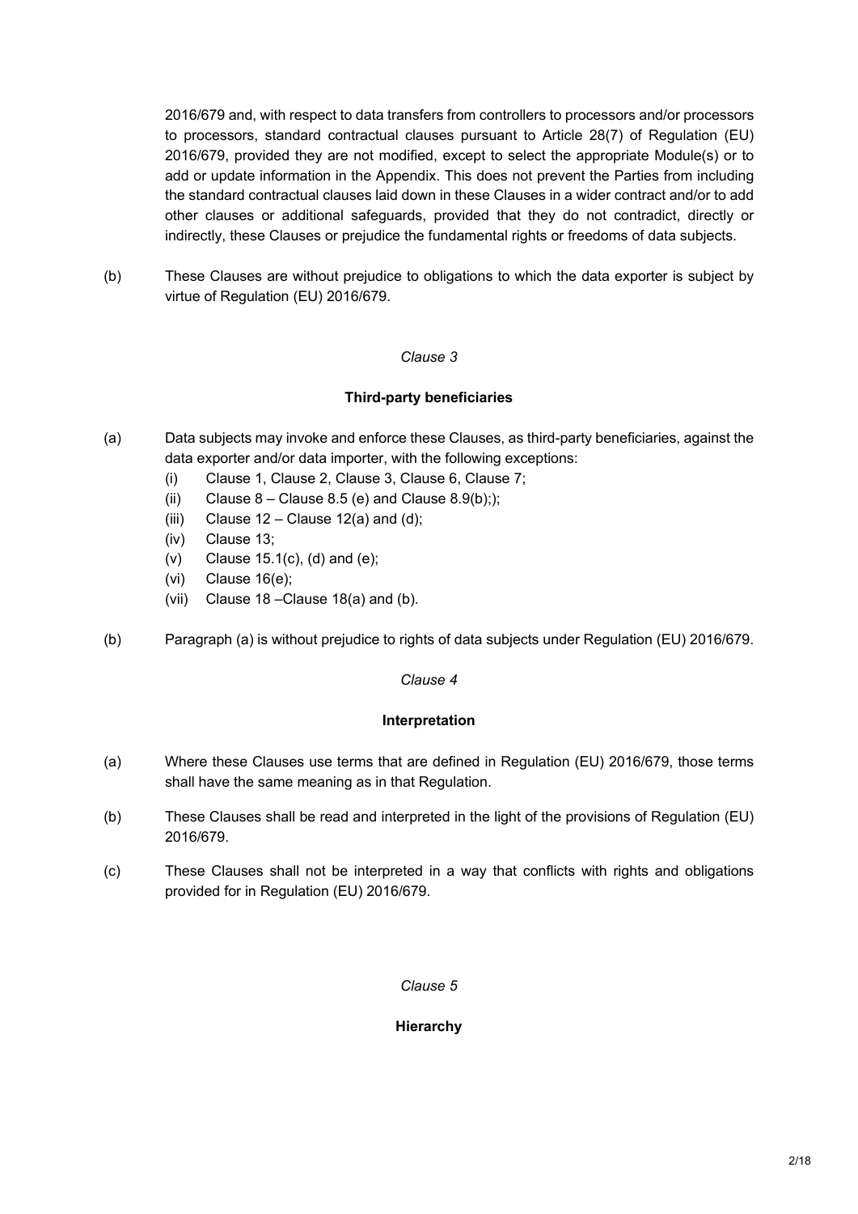2016/679 and, with respect to data transfers from controllers to processors and/or processors to processors, standard contractual clauses pursuant to Article 28(7) of Regulation (EU) 2016/679, provided they are not modified, except to select the appropriate Module(s) or to add or update information in the Appendix. This does not prevent the Parties from including the standard contractual clauses laid down in these Clauses in a wider contract and/or to add other clauses or additional safeguards, provided that they do not contradict, directly or indirectly, these Clauses or prejudice the fundamental rights or freedoms of data subjects.

(b) These Clauses are without prejudice to obligations to which the data exporter is subject by virtue of Regulation (EU) 2016/679.

*Clause 3*

**Third-party beneficiaries**

(a) Data subjects may invoke and enforce these Clauses, as third-party beneficiaries, against the data exporter and/or data importer, with the following exceptions:

- (i) Clause 1, Clause 2, Clause 3, Clause 6, Clause 7;
- (ii) Clause 8 – Clause 8.5 (e) and Clause 8.9(b););
- (iii) Clause 12 – Clause 12(a) and (d);
- (iv) Clause 13;
- (v) Clause 15.1(c), (d) and (e);
- (vi) Clause 16(e);
- (vii) Clause 18 –Clause 18(a) and (b).

(b) Paragraph (a) is without prejudice to rights of data subjects under Regulation (EU) 2016/679.

*Clause 4*

**Interpretation**

(a) Where these Clauses use terms that are defined in Regulation (EU) 2016/679, those terms shall have the same meaning as in that Regulation.

(b) These Clauses shall be read and interpreted in the light of the provisions of Regulation (EU) 2016/679.

(c) These Clauses shall not be interpreted in a way that conflicts with rights and obligations provided for in Regulation (EU) 2016/679.

*Clause 5*

**Hierarchy**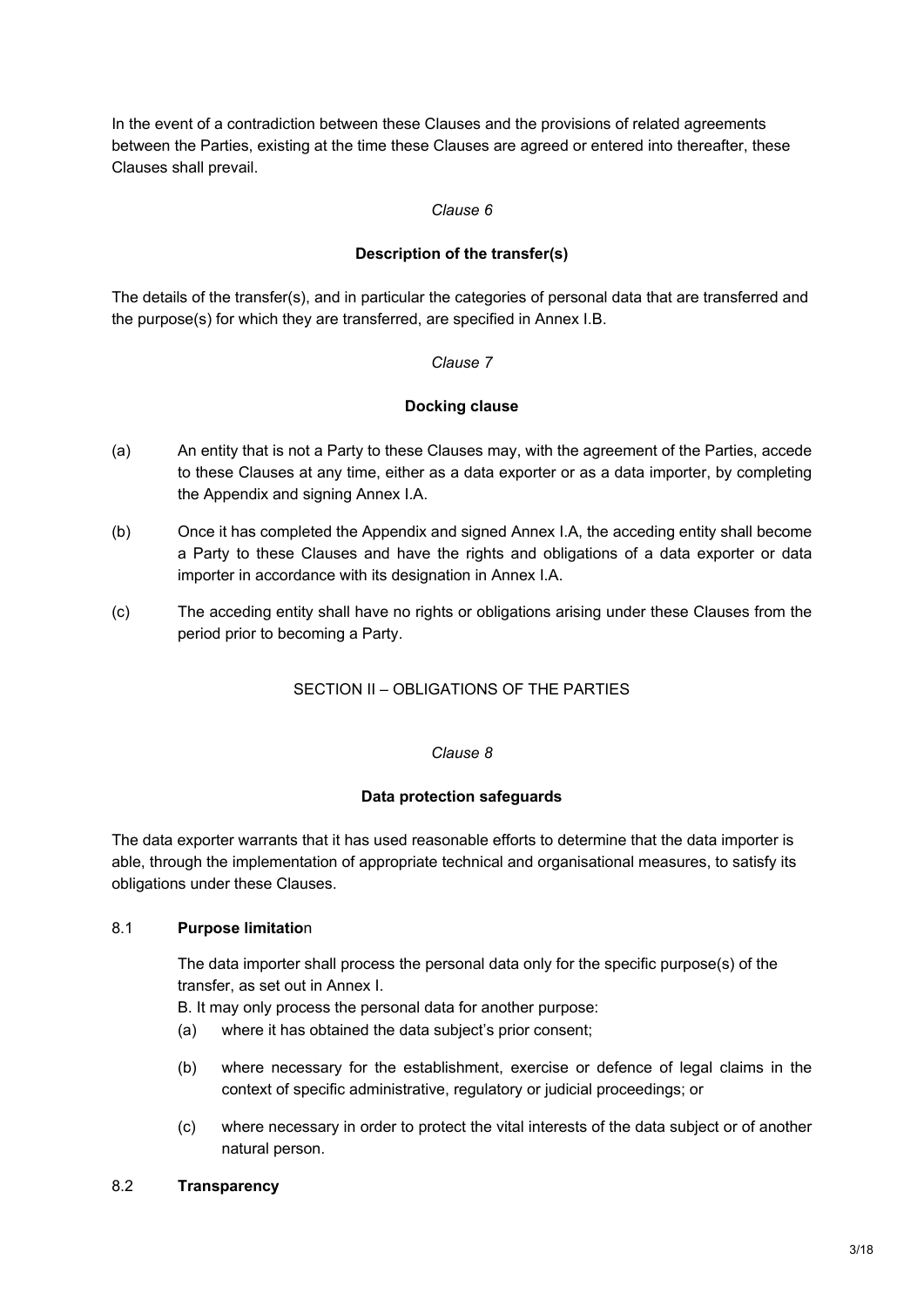In the event of a contradiction between these Clauses and the provisions of related agreements between the Parties, existing at the time these Clauses are agreed or entered into thereafter, these Clauses shall prevail.

*Clause 6*

**Description of the transfer(s)**

The details of the transfer(s), and in particular the categories of personal data that are transferred and the purpose(s) for which they are transferred, are specified in Annex I.B.

*Clause 7*

**Docking clause**

(a) An entity that is not a Party to these Clauses may, with the agreement of the Parties, accede to these Clauses at any time, either as a data exporter or as a data importer, by completing the Appendix and signing Annex I.A.

(b) Once it has completed the Appendix and signed Annex I.A, the acceding entity shall become a Party to these Clauses and have the rights and obligations of a data exporter or data importer in accordance with its designation in Annex I.A.

(c) The acceding entity shall have no rights or obligations arising under these Clauses from the period prior to becoming a Party.

SECTION II – OBLIGATIONS OF THE PARTIES

*Clause 8*

**Data protection safeguards**

The data exporter warrants that it has used reasonable efforts to determine that the data importer is able, through the implementation of appropriate technical and organisational measures, to satisfy its obligations under these Clauses.

8.1 **Purpose limitatio**n

The data importer shall process the personal data only for the specific purpose(s) of the transfer, as set out in Annex I.

B. It may only process the personal data for another purpose:

(a) where it has obtained the data subject's prior consent;

(b) where necessary for the establishment, exercise or defence of legal claims in the context of specific administrative, regulatory or judicial proceedings; or

(c) where necessary in order to protect the vital interests of the data subject or of another natural person.

8.2 **Transparency**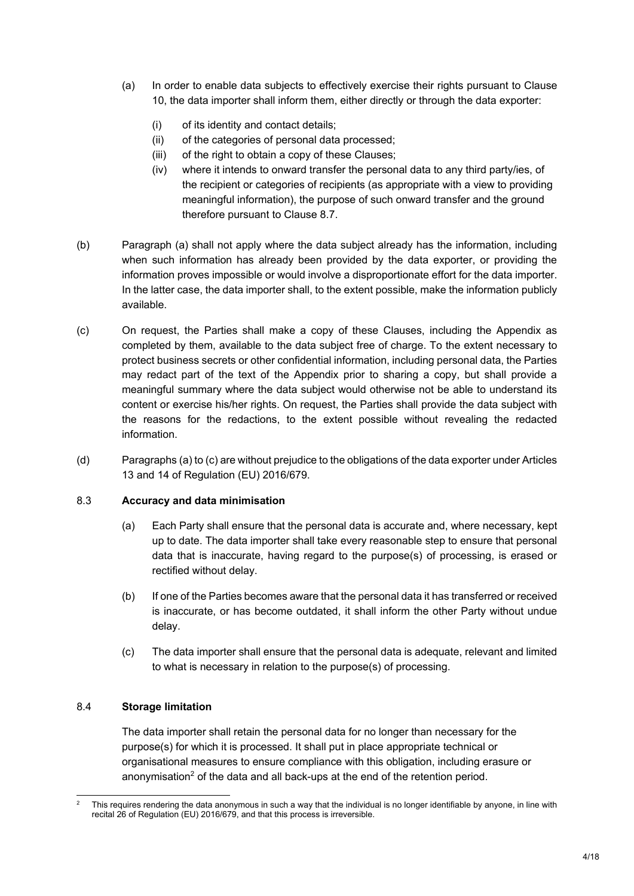(a) In order to enable data subjects to effectively exercise their rights pursuant to Clause 10, the data importer shall inform them, either directly or through the data exporter:

   (i) of its identity and contact details;
   (ii) of the categories of personal data processed;
   (iii) of the right to obtain a copy of these Clauses;
   (iv) where it intends to onward transfer the personal data to any third party/ies, of the recipient or categories of recipients (as appropriate with a view to providing meaningful information), the purpose of such onward transfer and the ground therefore pursuant to Clause 8.7.

(b) Paragraph (a) shall not apply where the data subject already has the information, including when such information has already been provided by the data exporter, or providing the information proves impossible or would involve a disproportionate effort for the data importer. In the latter case, the data importer shall, to the extent possible, make the information publicly available.

(c) On request, the Parties shall make a copy of these Clauses, including the Appendix as completed by them, available to the data subject free of charge. To the extent necessary to protect business secrets or other confidential information, including personal data, the Parties may redact part of the text of the Appendix prior to sharing a copy, but shall provide a meaningful summary where the data subject would otherwise not be able to understand its content or exercise his/her rights. On request, the Parties shall provide the data subject with the reasons for the redactions, to the extent possible without revealing the redacted information.

(d) Paragraphs (a) to (c) are without prejudice to the obligations of the data exporter under Articles 13 and 14 of Regulation (EU) 2016/679.

8.3 **Accuracy and data minimisation**

(a) Each Party shall ensure that the personal data is accurate and, where necessary, kept up to date. The data importer shall take every reasonable step to ensure that personal data that is inaccurate, having regard to the purpose(s) of processing, is erased or rectified without delay.

(b) If one of the Parties becomes aware that the personal data it has transferred or received is inaccurate, or has become outdated, it shall inform the other Party without undue delay.

(c) The data importer shall ensure that the personal data is adequate, relevant and limited to what is necessary in relation to the purpose(s) of processing.

8.4 **Storage limitation**

The data importer shall retain the personal data for no longer than necessary for the purpose(s) for which it is processed. It shall put in place appropriate technical or organisational measures to ensure compliance with this obligation, including erasure or anonymisation[2] of the data and all back-ups at the end of the retention period.

[2] This requires rendering the data anonymous in such a way that the individual is no longer identifiable by anyone, in line with recital 26 of Regulation (EU) 2016/679, and that this process is irreversible.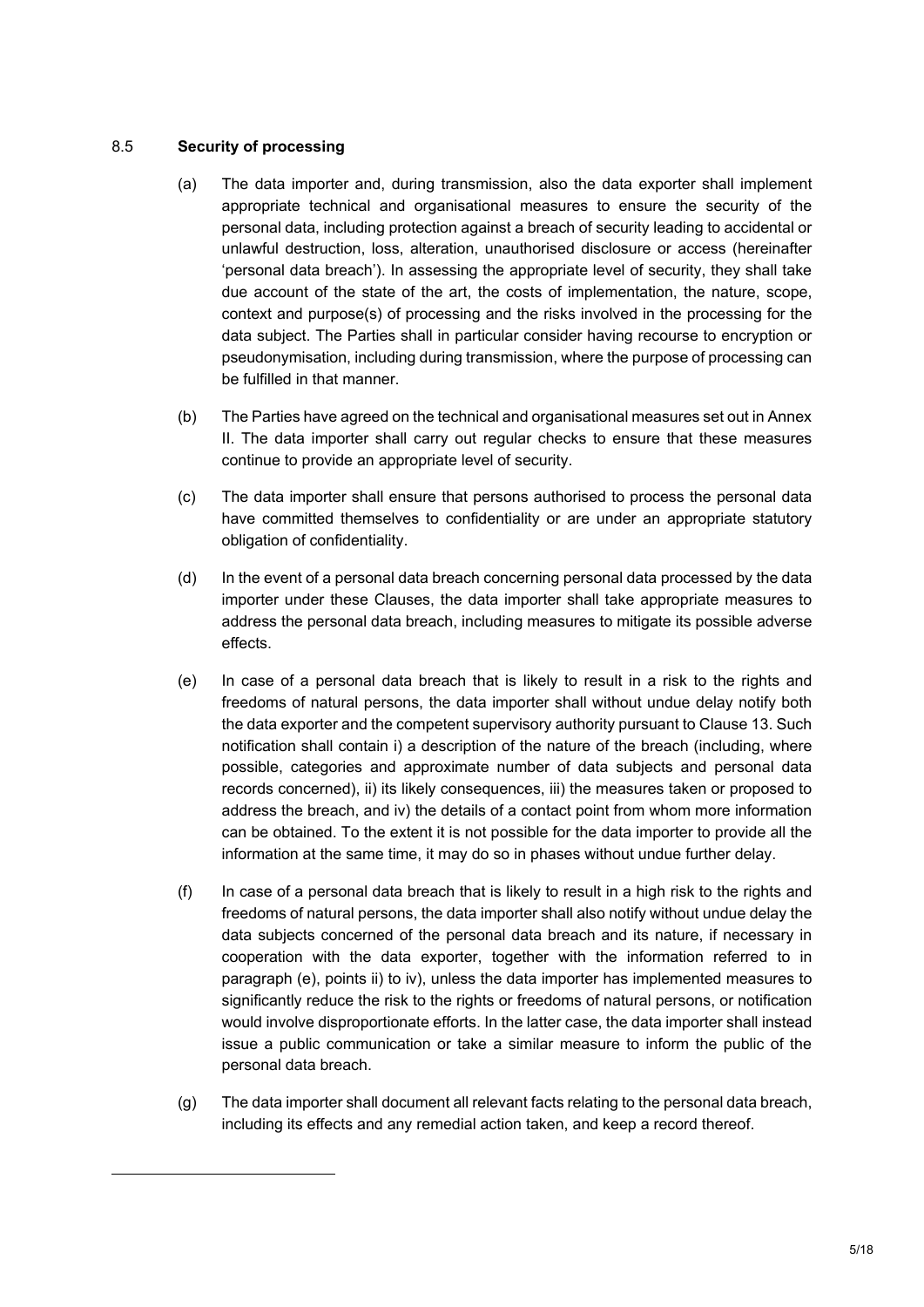### 8.5 **Security of processing**

(a) The data importer and, during transmission, also the data exporter shall implement appropriate technical and organisational measures to ensure the security of the personal data, including protection against a breach of security leading to accidental or unlawful destruction, loss, alteration, unauthorised disclosure or access (hereinafter 'personal data breach'). In assessing the appropriate level of security, they shall take due account of the state of the art, the costs of implementation, the nature, scope, context and purpose(s) of processing and the risks involved in the processing for the data subject. The Parties shall in particular consider having recourse to encryption or pseudonymisation, including during transmission, where the purpose of processing can be fulfilled in that manner.

(b) The Parties have agreed on the technical and organisational measures set out in Annex II. The data importer shall carry out regular checks to ensure that these measures continue to provide an appropriate level of security.

(c) The data importer shall ensure that persons authorised to process the personal data have committed themselves to confidentiality or are under an appropriate statutory obligation of confidentiality.

(d) In the event of a personal data breach concerning personal data processed by the data importer under these Clauses, the data importer shall take appropriate measures to address the personal data breach, including measures to mitigate its possible adverse effects.

(e) In case of a personal data breach that is likely to result in a risk to the rights and freedoms of natural persons, the data importer shall without undue delay notify both the data exporter and the competent supervisory authority pursuant to Clause 13. Such notification shall contain i) a description of the nature of the breach (including, where possible, categories and approximate number of data subjects and personal data records concerned), ii) its likely consequences, iii) the measures taken or proposed to address the breach, and iv) the details of a contact point from whom more information can be obtained. To the extent it is not possible for the data importer to provide all the information at the same time, it may do so in phases without undue further delay.

(f) In case of a personal data breach that is likely to result in a high risk to the rights and freedoms of natural persons, the data importer shall also notify without undue delay the data subjects concerned of the personal data breach and its nature, if necessary in cooperation with the data exporter, together with the information referred to in paragraph (e), points ii) to iv), unless the data importer has implemented measures to significantly reduce the risk to the rights or freedoms of natural persons, or notification would involve disproportionate efforts. In the latter case, the data importer shall instead issue a public communication or take a similar measure to inform the public of the personal data breach.

(g) The data importer shall document all relevant facts relating to the personal data breach, including its effects and any remedial action taken, and keep a record thereof.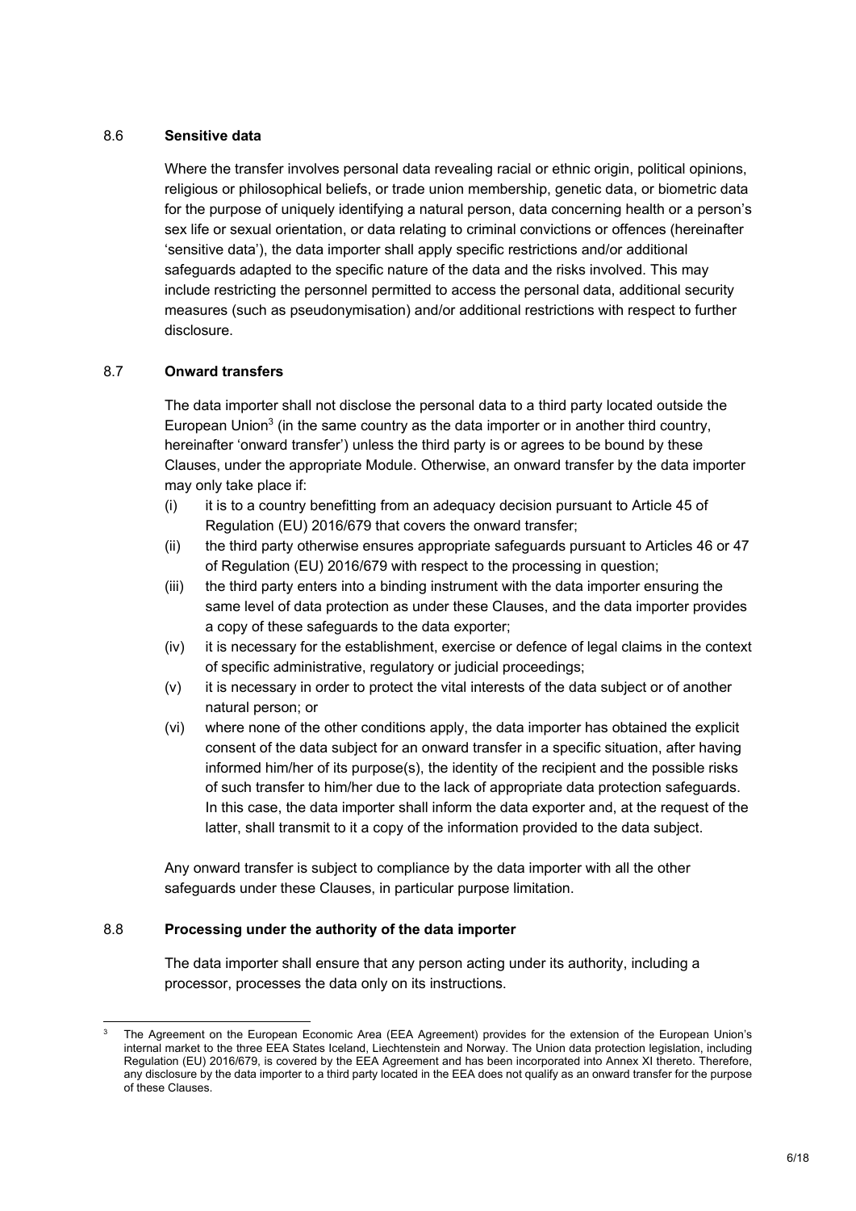### 8.6 **Sensitive data**

Where the transfer involves personal data revealing racial or ethnic origin, political opinions, religious or philosophical beliefs, or trade union membership, genetic data, or biometric data for the purpose of uniquely identifying a natural person, data concerning health or a person's sex life or sexual orientation, or data relating to criminal convictions or offences (hereinafter 'sensitive data'), the data importer shall apply specific restrictions and/or additional safeguards adapted to the specific nature of the data and the risks involved. This may include restricting the personnel permitted to access the personal data, additional security measures (such as pseudonymisation) and/or additional restrictions with respect to further disclosure.

### 8.7 **Onward transfers**

The data importer shall not disclose the personal data to a third party located outside the European Union[3] (in the same country as the data importer or in another third country, hereinafter 'onward transfer') unless the third party is or agrees to be bound by these Clauses, under the appropriate Module. Otherwise, an onward transfer by the data importer may only take place if:

(i) it is to a country benefitting from an adequacy decision pursuant to Article 45 of Regulation (EU) 2016/679 that covers the onward transfer;

(ii) the third party otherwise ensures appropriate safeguards pursuant to Articles 46 or 47 of Regulation (EU) 2016/679 with respect to the processing in question;

(iii) the third party enters into a binding instrument with the data importer ensuring the same level of data protection as under these Clauses, and the data importer provides a copy of these safeguards to the data exporter;

(iv) it is necessary for the establishment, exercise or defence of legal claims in the context of specific administrative, regulatory or judicial proceedings;

(v) it is necessary in order to protect the vital interests of the data subject or of another natural person; or

(vi) where none of the other conditions apply, the data importer has obtained the explicit consent of the data subject for an onward transfer in a specific situation, after having informed him/her of its purpose(s), the identity of the recipient and the possible risks of such transfer to him/her due to the lack of appropriate data protection safeguards. In this case, the data importer shall inform the data exporter and, at the request of the latter, shall transmit to it a copy of the information provided to the data subject.

Any onward transfer is subject to compliance by the data importer with all the other safeguards under these Clauses, in particular purpose limitation.

### 8.8 **Processing under the authority of the data importer**

The data importer shall ensure that any person acting under its authority, including a processor, processes the data only on its instructions.

---

[3] The Agreement on the European Economic Area (EEA Agreement) provides for the extension of the European Union's internal market to the three EEA States Iceland, Liechtenstein and Norway. The Union data protection legislation, including Regulation (EU) 2016/679, is covered by the EEA Agreement and has been incorporated into Annex XI thereto. Therefore, any disclosure by the data importer to a third party located in the EEA does not qualify as an onward transfer for the purpose of these Clauses.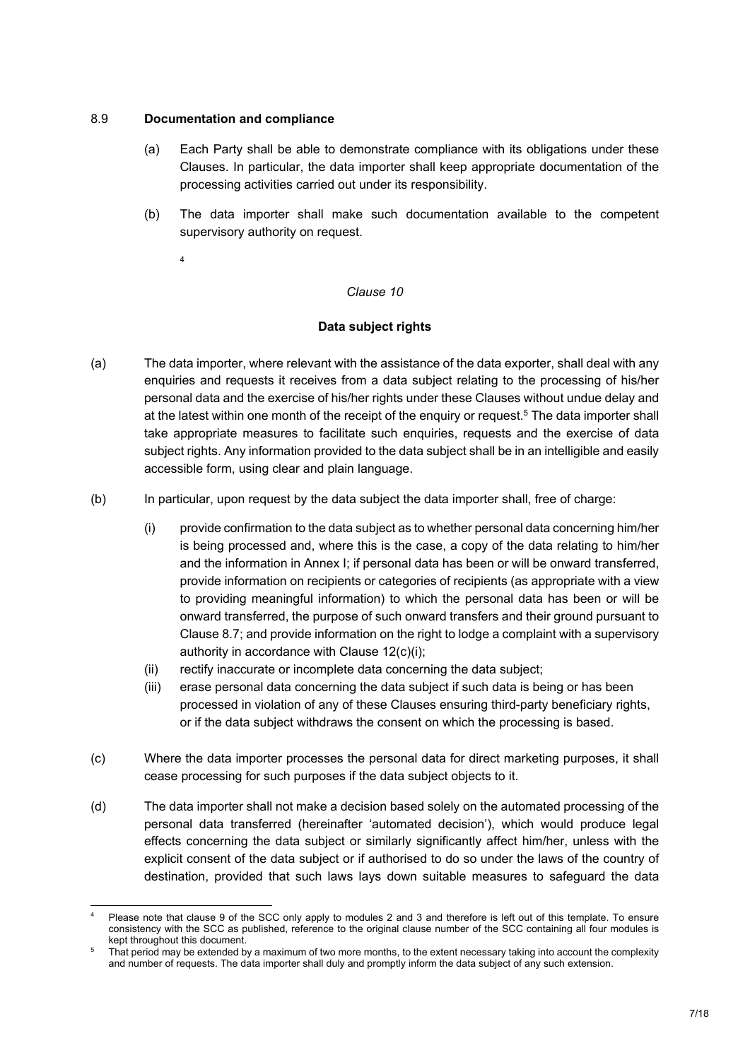8.9 **Documentation and compliance**

(a) Each Party shall be able to demonstrate compliance with its obligations under these Clauses. In particular, the data importer shall keep appropriate documentation of the processing activities carried out under its responsibility.

(b) The data importer shall make such documentation available to the competent supervisory authority on request.

[4]

*Clause 10*

**Data subject rights**

(a) The data importer, where relevant with the assistance of the data exporter, shall deal with any enquiries and requests it receives from a data subject relating to the processing of his/her personal data and the exercise of his/her rights under these Clauses without undue delay and at the latest within one month of the receipt of the enquiry or request.[5] The data importer shall take appropriate measures to facilitate such enquiries, requests and the exercise of data subject rights. Any information provided to the data subject shall be in an intelligible and easily accessible form, using clear and plain language.

(b) In particular, upon request by the data subject the data importer shall, free of charge:

(i) provide confirmation to the data subject as to whether personal data concerning him/her is being processed and, where this is the case, a copy of the data relating to him/her and the information in Annex I; if personal data has been or will be onward transferred, provide information on recipients or categories of recipients (as appropriate with a view to providing meaningful information) to which the personal data has been or will be onward transferred, the purpose of such onward transfers and their ground pursuant to Clause 8.7; and provide information on the right to lodge a complaint with a supervisory authority in accordance with Clause 12(c)(i);

(ii) rectify inaccurate or incomplete data concerning the data subject;

(iii) erase personal data concerning the data subject if such data is being or has been processed in violation of any of these Clauses ensuring third-party beneficiary rights, or if the data subject withdraws the consent on which the processing is based.

(c) Where the data importer processes the personal data for direct marketing purposes, it shall cease processing for such purposes if the data subject objects to it.

(d) The data importer shall not make a decision based solely on the automated processing of the personal data transferred (hereinafter 'automated decision'), which would produce legal effects concerning the data subject or similarly significantly affect him/her, unless with the explicit consent of the data subject or if authorised to do so under the laws of the country of destination, provided that such laws lays down suitable measures to safeguard the data

---

[4] Please note that clause 9 of the SCC only apply to modules 2 and 3 and therefore is left out of this template. To ensure consistency with the SCC as published, reference to the original clause number of the SCC containing all four modules is kept throughout this document.

[5] That period may be extended by a maximum of two more months, to the extent necessary taking into account the complexity and number of requests. The data importer shall duly and promptly inform the data subject of any such extension.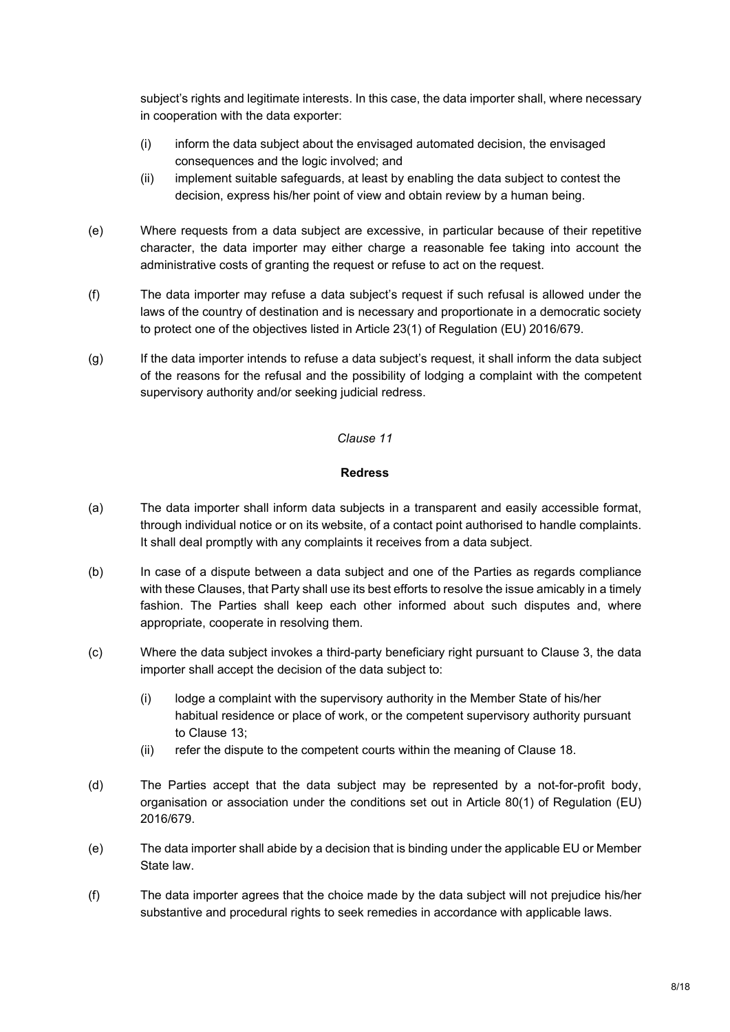subject's rights and legitimate interests. In this case, the data importer shall, where necessary in cooperation with the data exporter:

(i) inform the data subject about the envisaged automated decision, the envisaged consequences and the logic involved; and

(ii) implement suitable safeguards, at least by enabling the data subject to contest the decision, express his/her point of view and obtain review by a human being.

(e) Where requests from a data subject are excessive, in particular because of their repetitive character, the data importer may either charge a reasonable fee taking into account the administrative costs of granting the request or refuse to act on the request.

(f) The data importer may refuse a data subject's request if such refusal is allowed under the laws of the country of destination and is necessary and proportionate in a democratic society to protect one of the objectives listed in Article 23(1) of Regulation (EU) 2016/679.

(g) If the data importer intends to refuse a data subject's request, it shall inform the data subject of the reasons for the refusal and the possibility of lodging a complaint with the competent supervisory authority and/or seeking judicial redress.

*Clause 11*

**Redress**

(a) The data importer shall inform data subjects in a transparent and easily accessible format, through individual notice or on its website, of a contact point authorised to handle complaints. It shall deal promptly with any complaints it receives from a data subject.

(b) In case of a dispute between a data subject and one of the Parties as regards compliance with these Clauses, that Party shall use its best efforts to resolve the issue amicably in a timely fashion. The Parties shall keep each other informed about such disputes and, where appropriate, cooperate in resolving them.

(c) Where the data subject invokes a third-party beneficiary right pursuant to Clause 3, the data importer shall accept the decision of the data subject to:

(i) lodge a complaint with the supervisory authority in the Member State of his/her habitual residence or place of work, or the competent supervisory authority pursuant to Clause 13;

(ii) refer the dispute to the competent courts within the meaning of Clause 18.

(d) The Parties accept that the data subject may be represented by a not-for-profit body, organisation or association under the conditions set out in Article 80(1) of Regulation (EU) 2016/679.

(e) The data importer shall abide by a decision that is binding under the applicable EU or Member State law.

(f) The data importer agrees that the choice made by the data subject will not prejudice his/her substantive and procedural rights to seek remedies in accordance with applicable laws.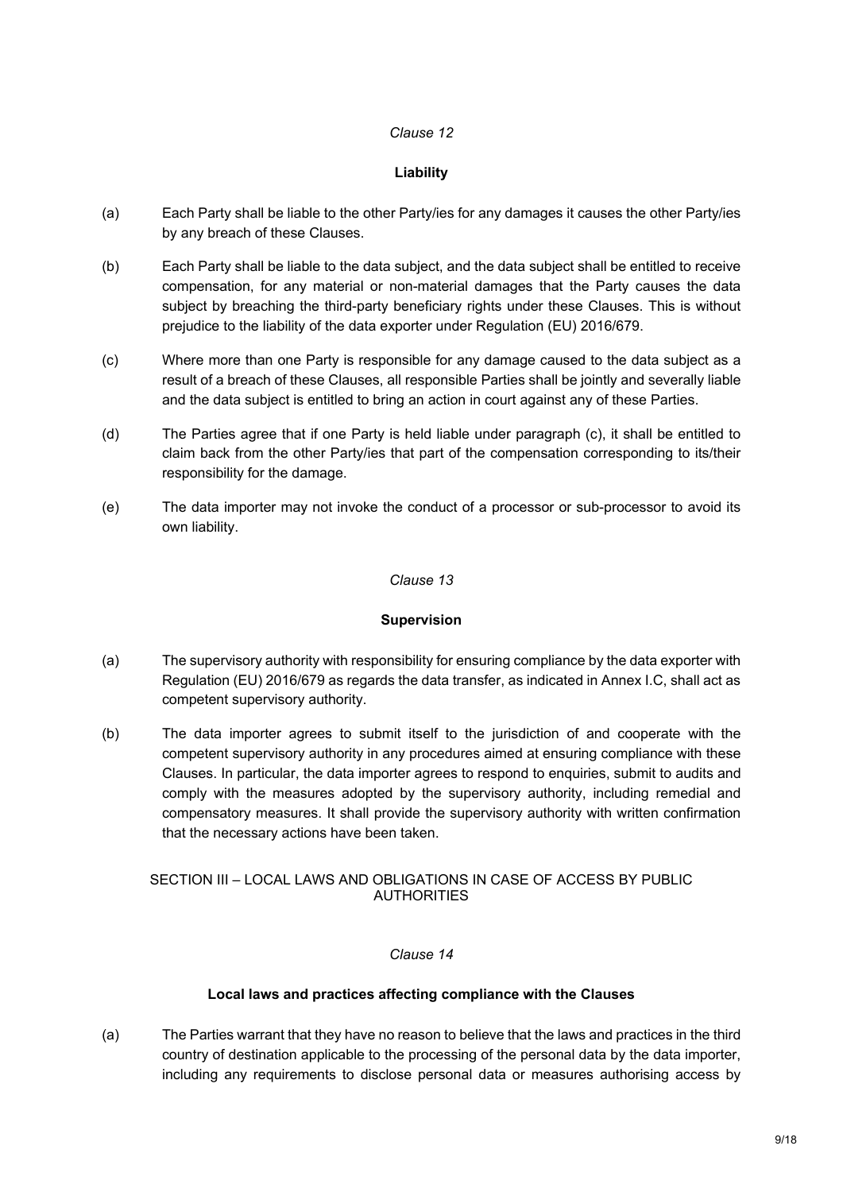*Clause 12*

**Liability**

(a) Each Party shall be liable to the other Party/ies for any damages it causes the other Party/ies by any breach of these Clauses.

(b) Each Party shall be liable to the data subject, and the data subject shall be entitled to receive compensation, for any material or non-material damages that the Party causes the data subject by breaching the third-party beneficiary rights under these Clauses. This is without prejudice to the liability of the data exporter under Regulation (EU) 2016/679.

(c) Where more than one Party is responsible for any damage caused to the data subject as a result of a breach of these Clauses, all responsible Parties shall be jointly and severally liable and the data subject is entitled to bring an action in court against any of these Parties.

(d) The Parties agree that if one Party is held liable under paragraph (c), it shall be entitled to claim back from the other Party/ies that part of the compensation corresponding to its/their responsibility for the damage.

(e) The data importer may not invoke the conduct of a processor or sub-processor to avoid its own liability.

*Clause 13*

**Supervision**

(a) The supervisory authority with responsibility for ensuring compliance by the data exporter with Regulation (EU) 2016/679 as regards the data transfer, as indicated in Annex I.C, shall act as competent supervisory authority.

(b) The data importer agrees to submit itself to the jurisdiction of and cooperate with the competent supervisory authority in any procedures aimed at ensuring compliance with these Clauses. In particular, the data importer agrees to respond to enquiries, submit to audits and comply with the measures adopted by the supervisory authority, including remedial and compensatory measures. It shall provide the supervisory authority with written confirmation that the necessary actions have been taken.

SECTION III – LOCAL LAWS AND OBLIGATIONS IN CASE OF ACCESS BY PUBLIC AUTHORITIES

*Clause 14*

**Local laws and practices affecting compliance with the Clauses**

(a) The Parties warrant that they have no reason to believe that the laws and practices in the third country of destination applicable to the processing of the personal data by the data importer, including any requirements to disclose personal data or measures authorising access by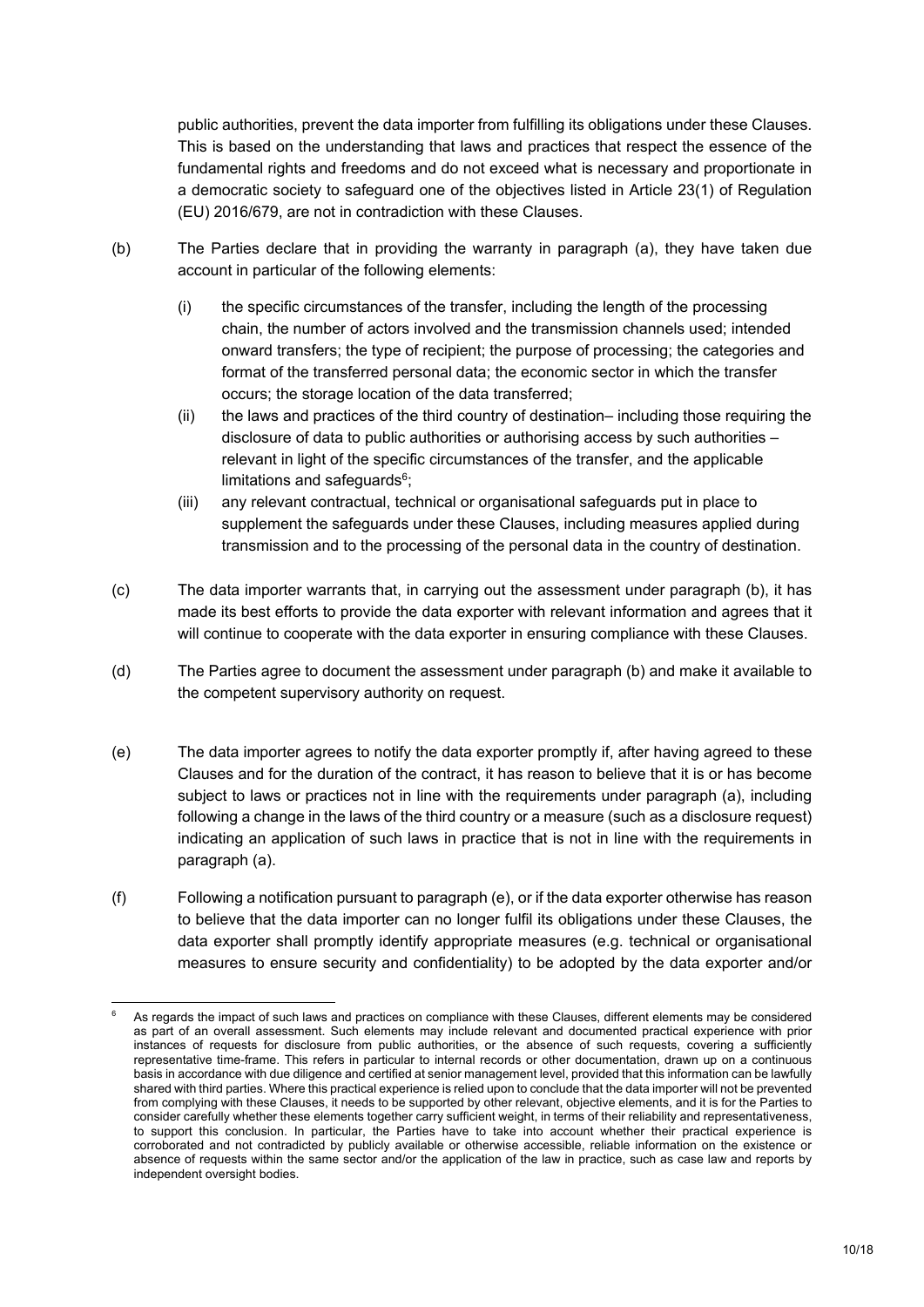public authorities, prevent the data importer from fulfilling its obligations under these Clauses. This is based on the understanding that laws and practices that respect the essence of the fundamental rights and freedoms and do not exceed what is necessary and proportionate in a democratic society to safeguard one of the objectives listed in Article 23(1) of Regulation (EU) 2016/679, are not in contradiction with these Clauses.

(b) The Parties declare that in providing the warranty in paragraph (a), they have taken due account in particular of the following elements:

(i) the specific circumstances of the transfer, including the length of the processing chain, the number of actors involved and the transmission channels used; intended onward transfers; the type of recipient; the purpose of processing; the categories and format of the transferred personal data; the economic sector in which the transfer occurs; the storage location of the data transferred;

(ii) the laws and practices of the third country of destination– including those requiring the disclosure of data to public authorities or authorising access by such authorities – relevant in light of the specific circumstances of the transfer, and the applicable limitations and safeguards[6];

(iii) any relevant contractual, technical or organisational safeguards put in place to supplement the safeguards under these Clauses, including measures applied during transmission and to the processing of the personal data in the country of destination.

(c) The data importer warrants that, in carrying out the assessment under paragraph (b), it has made its best efforts to provide the data exporter with relevant information and agrees that it will continue to cooperate with the data exporter in ensuring compliance with these Clauses.

(d) The Parties agree to document the assessment under paragraph (b) and make it available to the competent supervisory authority on request.

(e) The data importer agrees to notify the data exporter promptly if, after having agreed to these Clauses and for the duration of the contract, it has reason to believe that it is or has become subject to laws or practices not in line with the requirements under paragraph (a), including following a change in the laws of the third country or a measure (such as a disclosure request) indicating an application of such laws in practice that is not in line with the requirements in paragraph (a).

(f) Following a notification pursuant to paragraph (e), or if the data exporter otherwise has reason to believe that the data importer can no longer fulfil its obligations under these Clauses, the data exporter shall promptly identify appropriate measures (e.g. technical or organisational measures to ensure security and confidentiality) to be adopted by the data exporter and/or

---

[6] As regards the impact of such laws and practices on compliance with these Clauses, different elements may be considered as part of an overall assessment. Such elements may include relevant and documented practical experience with prior instances of requests for disclosure from public authorities, or the absence of such requests, covering a sufficiently representative time-frame. This refers in particular to internal records or other documentation, drawn up on a continuous basis in accordance with due diligence and certified at senior management level, provided that this information can be lawfully shared with third parties. Where this practical experience is relied upon to conclude that the data importer will not be prevented from complying with these Clauses, it needs to be supported by other relevant, objective elements, and it is for the Parties to consider carefully whether these elements together carry sufficient weight, in terms of their reliability and representativeness, to support this conclusion. In particular, the Parties have to take into account whether their practical experience is corroborated and not contradicted by publicly available or otherwise accessible, reliable information on the existence or absence of requests within the same sector and/or the application of the law in practice, such as case law and reports by independent oversight bodies.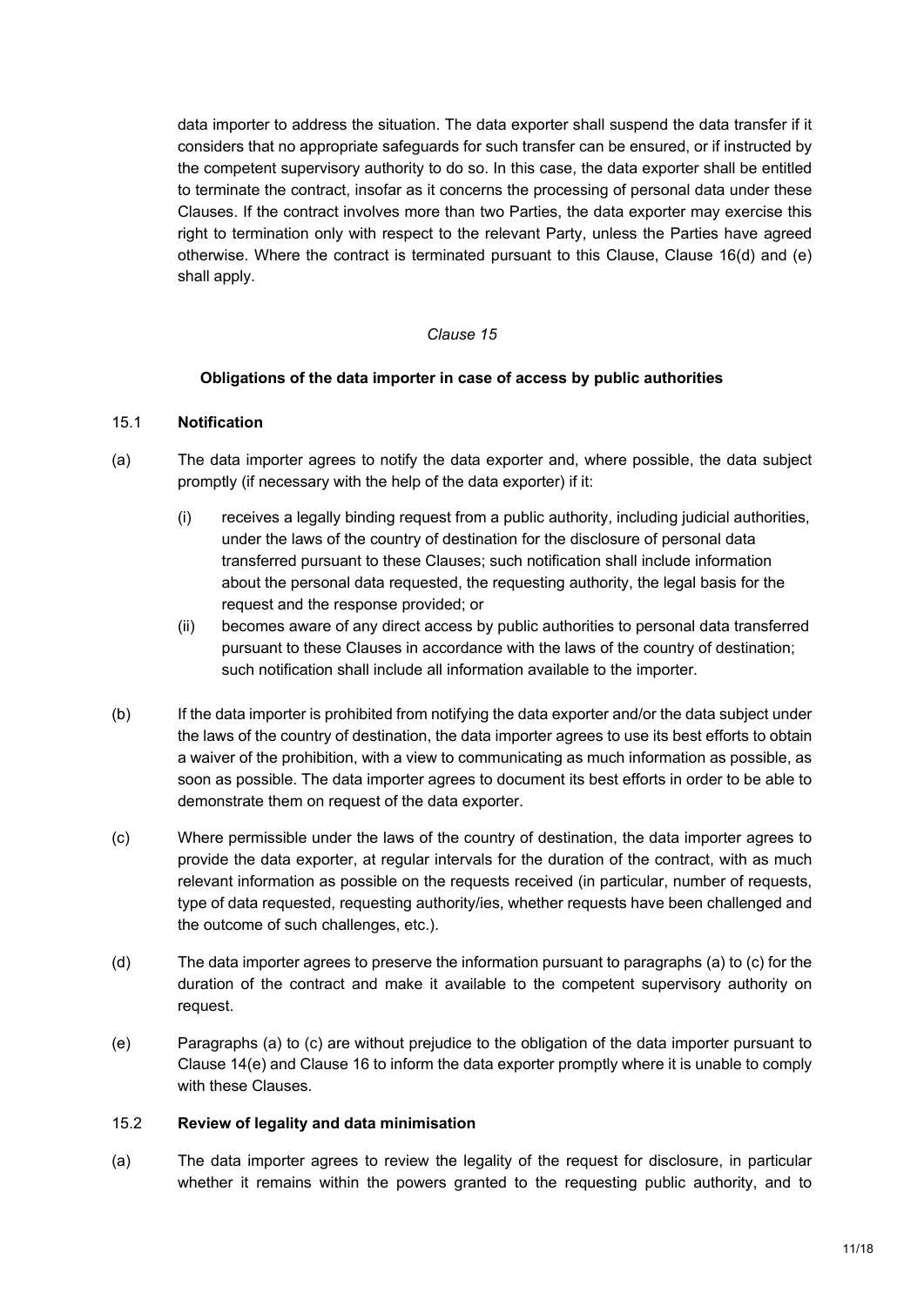data importer to address the situation. The data exporter shall suspend the data transfer if it considers that no appropriate safeguards for such transfer can be ensured, or if instructed by the competent supervisory authority to do so. In this case, the data exporter shall be entitled to terminate the contract, insofar as it concerns the processing of personal data under these Clauses. If the contract involves more than two Parties, the data exporter may exercise this right to termination only with respect to the relevant Party, unless the Parties have agreed otherwise. Where the contract is terminated pursuant to this Clause, Clause 16(d) and (e) shall apply.

*Clause 15*

**Obligations of the data importer in case of access by public authorities**

15.1 **Notification**

(a) The data importer agrees to notify the data exporter and, where possible, the data subject promptly (if necessary with the help of the data exporter) if it:

(i) receives a legally binding request from a public authority, including judicial authorities, under the laws of the country of destination for the disclosure of personal data transferred pursuant to these Clauses; such notification shall include information about the personal data requested, the requesting authority, the legal basis for the request and the response provided; or

(ii) becomes aware of any direct access by public authorities to personal data transferred pursuant to these Clauses in accordance with the laws of the country of destination; such notification shall include all information available to the importer.

(b) If the data importer is prohibited from notifying the data exporter and/or the data subject under the laws of the country of destination, the data importer agrees to use its best efforts to obtain a waiver of the prohibition, with a view to communicating as much information as possible, as soon as possible. The data importer agrees to document its best efforts in order to be able to demonstrate them on request of the data exporter.

(c) Where permissible under the laws of the country of destination, the data importer agrees to provide the data exporter, at regular intervals for the duration of the contract, with as much relevant information as possible on the requests received (in particular, number of requests, type of data requested, requesting authority/ies, whether requests have been challenged and the outcome of such challenges, etc.).

(d) The data importer agrees to preserve the information pursuant to paragraphs (a) to (c) for the duration of the contract and make it available to the competent supervisory authority on request.

(e) Paragraphs (a) to (c) are without prejudice to the obligation of the data importer pursuant to Clause 14(e) and Clause 16 to inform the data exporter promptly where it is unable to comply with these Clauses.

15.2 **Review of legality and data minimisation**

(a) The data importer agrees to review the legality of the request for disclosure, in particular whether it remains within the powers granted to the requesting public authority, and to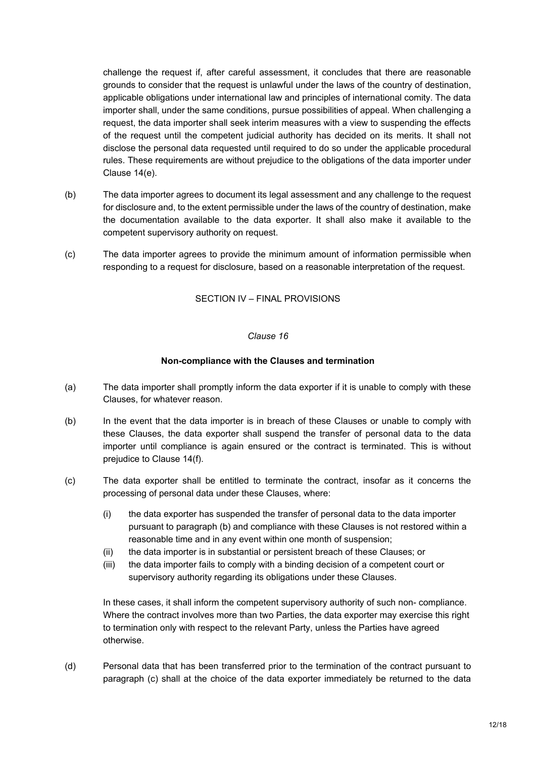challenge the request if, after careful assessment, it concludes that there are reasonable grounds to consider that the request is unlawful under the laws of the country of destination, applicable obligations under international law and principles of international comity. The data importer shall, under the same conditions, pursue possibilities of appeal. When challenging a request, the data importer shall seek interim measures with a view to suspending the effects of the request until the competent judicial authority has decided on its merits. It shall not disclose the personal data requested until required to do so under the applicable procedural rules. These requirements are without prejudice to the obligations of the data importer under Clause 14(e).

(b) The data importer agrees to document its legal assessment and any challenge to the request for disclosure and, to the extent permissible under the laws of the country of destination, make the documentation available to the data exporter. It shall also make it available to the competent supervisory authority on request.

(c) The data importer agrees to provide the minimum amount of information permissible when responding to a request for disclosure, based on a reasonable interpretation of the request.

## SECTION IV – FINAL PROVISIONS

*Clause 16*

### Non-compliance with the Clauses and termination

(a) The data importer shall promptly inform the data exporter if it is unable to comply with these Clauses, for whatever reason.

(b) In the event that the data importer is in breach of these Clauses or unable to comply with these Clauses, the data exporter shall suspend the transfer of personal data to the data importer until compliance is again ensured or the contract is terminated. This is without prejudice to Clause 14(f).

(c) The data exporter shall be entitled to terminate the contract, insofar as it concerns the processing of personal data under these Clauses, where:

   (i) the data exporter has suspended the transfer of personal data to the data importer pursuant to paragraph (b) and compliance with these Clauses is not restored within a reasonable time and in any event within one month of suspension;

   (ii) the data importer is in substantial or persistent breach of these Clauses; or

   (iii) the data importer fails to comply with a binding decision of a competent court or supervisory authority regarding its obligations under these Clauses.

   In these cases, it shall inform the competent supervisory authority of such non- compliance. Where the contract involves more than two Parties, the data exporter may exercise this right to termination only with respect to the relevant Party, unless the Parties have agreed otherwise.

(d) Personal data that has been transferred prior to the termination of the contract pursuant to paragraph (c) shall at the choice of the data exporter immediately be returned to the data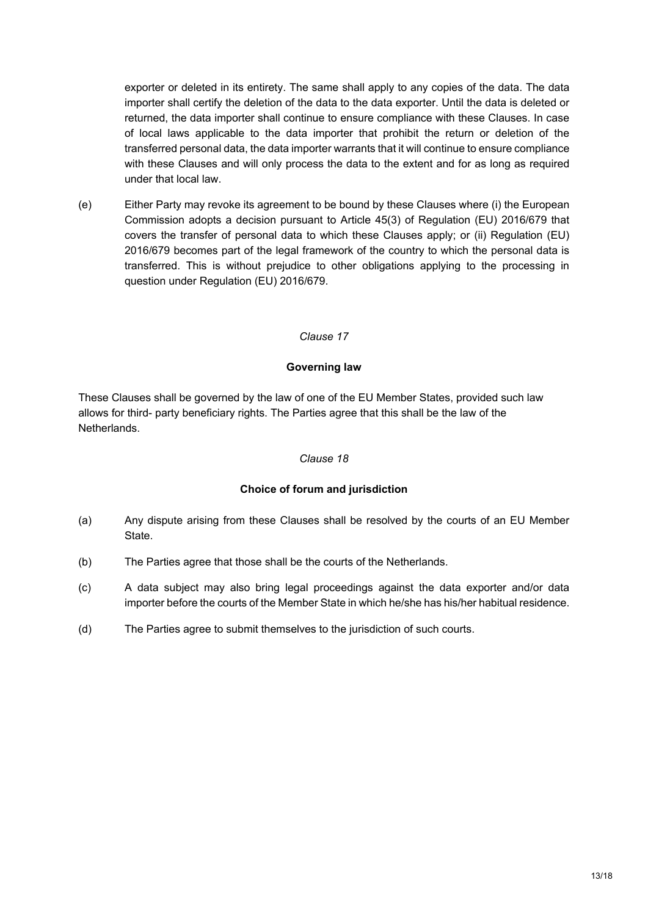exporter or deleted in its entirety. The same shall apply to any copies of the data. The data importer shall certify the deletion of the data to the data exporter. Until the data is deleted or returned, the data importer shall continue to ensure compliance with these Clauses. In case of local laws applicable to the data importer that prohibit the return or deletion of the transferred personal data, the data importer warrants that it will continue to ensure compliance with these Clauses and will only process the data to the extent and for as long as required under that local law.

(e) Either Party may revoke its agreement to be bound by these Clauses where (i) the European Commission adopts a decision pursuant to Article 45(3) of Regulation (EU) 2016/679 that covers the transfer of personal data to which these Clauses apply; or (ii) Regulation (EU) 2016/679 becomes part of the legal framework of the country to which the personal data is transferred. This is without prejudice to other obligations applying to the processing in question under Regulation (EU) 2016/679.

*Clause 17*

**Governing law**

These Clauses shall be governed by the law of one of the EU Member States, provided such law allows for third- party beneficiary rights. The Parties agree that this shall be the law of the Netherlands.

*Clause 18*

**Choice of forum and jurisdiction**

(a) Any dispute arising from these Clauses shall be resolved by the courts of an EU Member State.

(b) The Parties agree that those shall be the courts of the Netherlands.

(c) A data subject may also bring legal proceedings against the data exporter and/or data importer before the courts of the Member State in which he/she has his/her habitual residence.

(d) The Parties agree to submit themselves to the jurisdiction of such courts.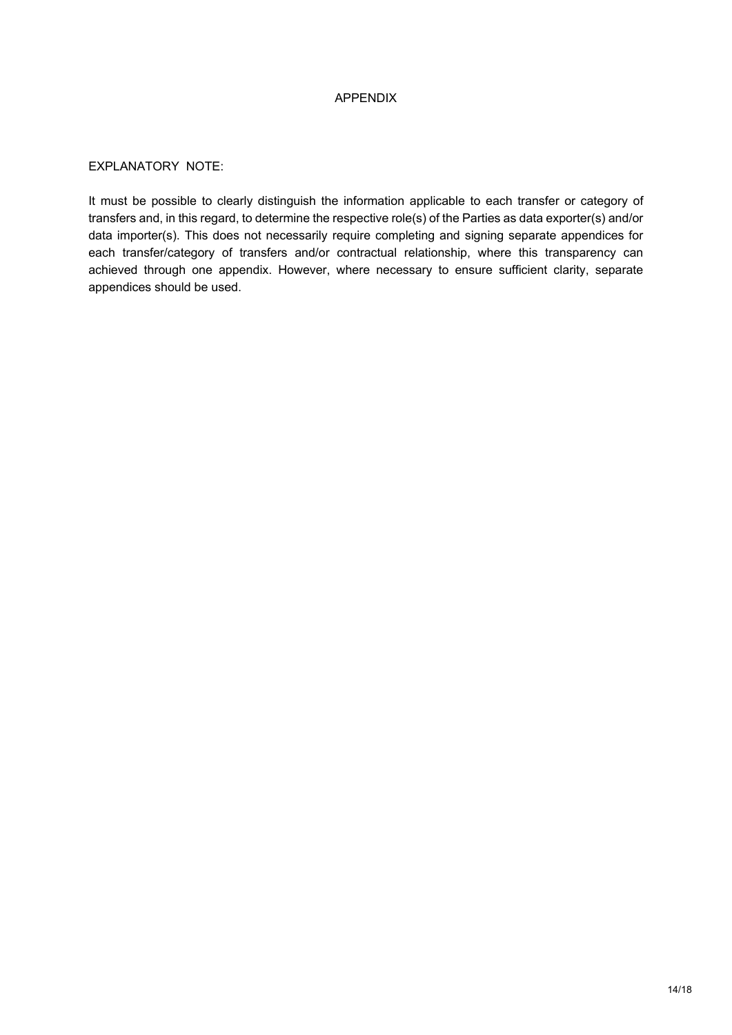# APPENDIX

EXPLANATORY NOTE:

It must be possible to clearly distinguish the information applicable to each transfer or category of transfers and, in this regard, to determine the respective role(s) of the Parties as data exporter(s) and/or data importer(s). This does not necessarily require completing and signing separate appendices for each transfer/category of transfers and/or contractual relationship, where this transparency can achieved through one appendix. However, where necessary to ensure sufficient clarity, separate appendices should be used.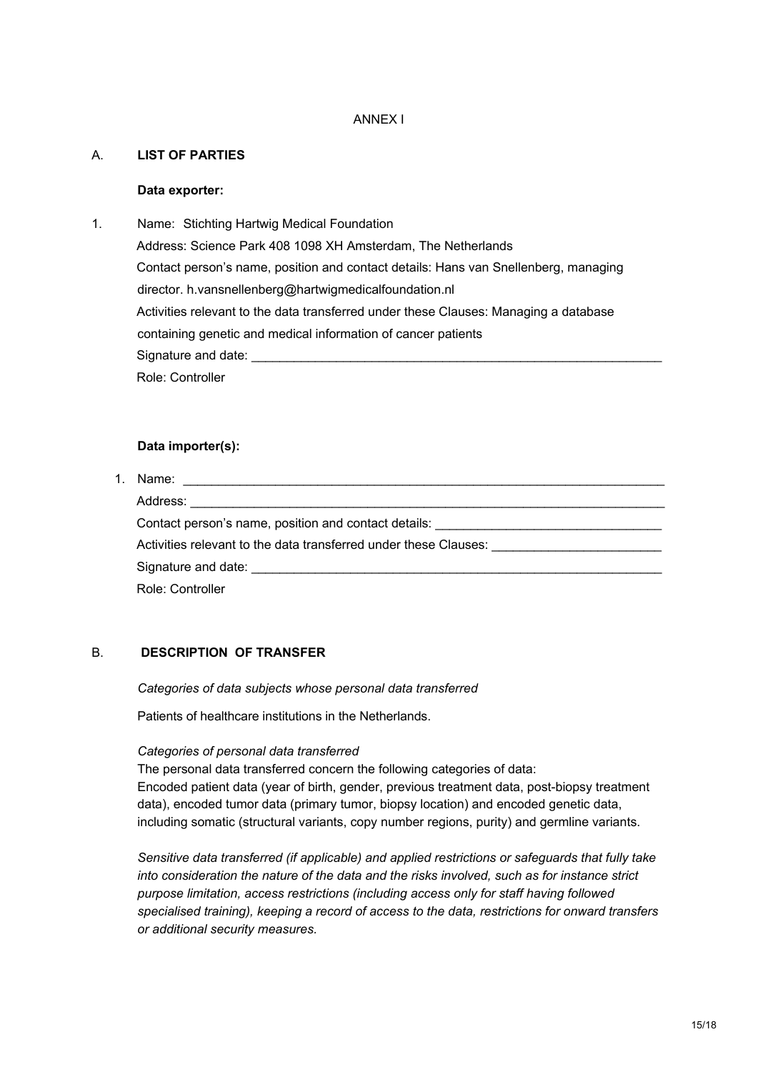ANNEX I

A. **LIST OF PARTIES**

**Data exporter:**

1. Name: Stichting Hartwig Medical Foundation
   Address: Science Park 408 1098 XH Amsterdam, The Netherlands
   Contact person's name, position and contact details: Hans van Snellenberg, managing director. h.vansnellenberg@hartwigmedicalfoundation.nl
   Activities relevant to the data transferred under these Clauses: Managing a database containing genetic and medical information of cancer patients
   Signature and date: ___________________________________________________________
   Role: Controller

**Data importer(s):**

1. Name: ___________________________________________________________________
   Address: _________________________________________________________________
   Contact person's name, position and contact details: ______________________________
   Activities relevant to the data transferred under these Clauses: ______________________
   Signature and date: ___________________________________________________________
   Role: Controller

B. **DESCRIPTION OF TRANSFER**

*Categories of data subjects whose personal data transferred*

Patients of healthcare institutions in the Netherlands.

*Categories of personal data transferred*

The personal data transferred concern the following categories of data:
Encoded patient data (year of birth, gender, previous treatment data, post-biopsy treatment data), encoded tumor data (primary tumor, biopsy location) and encoded genetic data, including somatic (structural variants, copy number regions, purity) and germline variants.

*Sensitive data transferred (if applicable) and applied restrictions or safeguards that fully take into consideration the nature of the data and the risks involved, such as for instance strict purpose limitation, access restrictions (including access only for staff having followed specialised training), keeping a record of access to the data, restrictions for onward transfers or additional security measures.*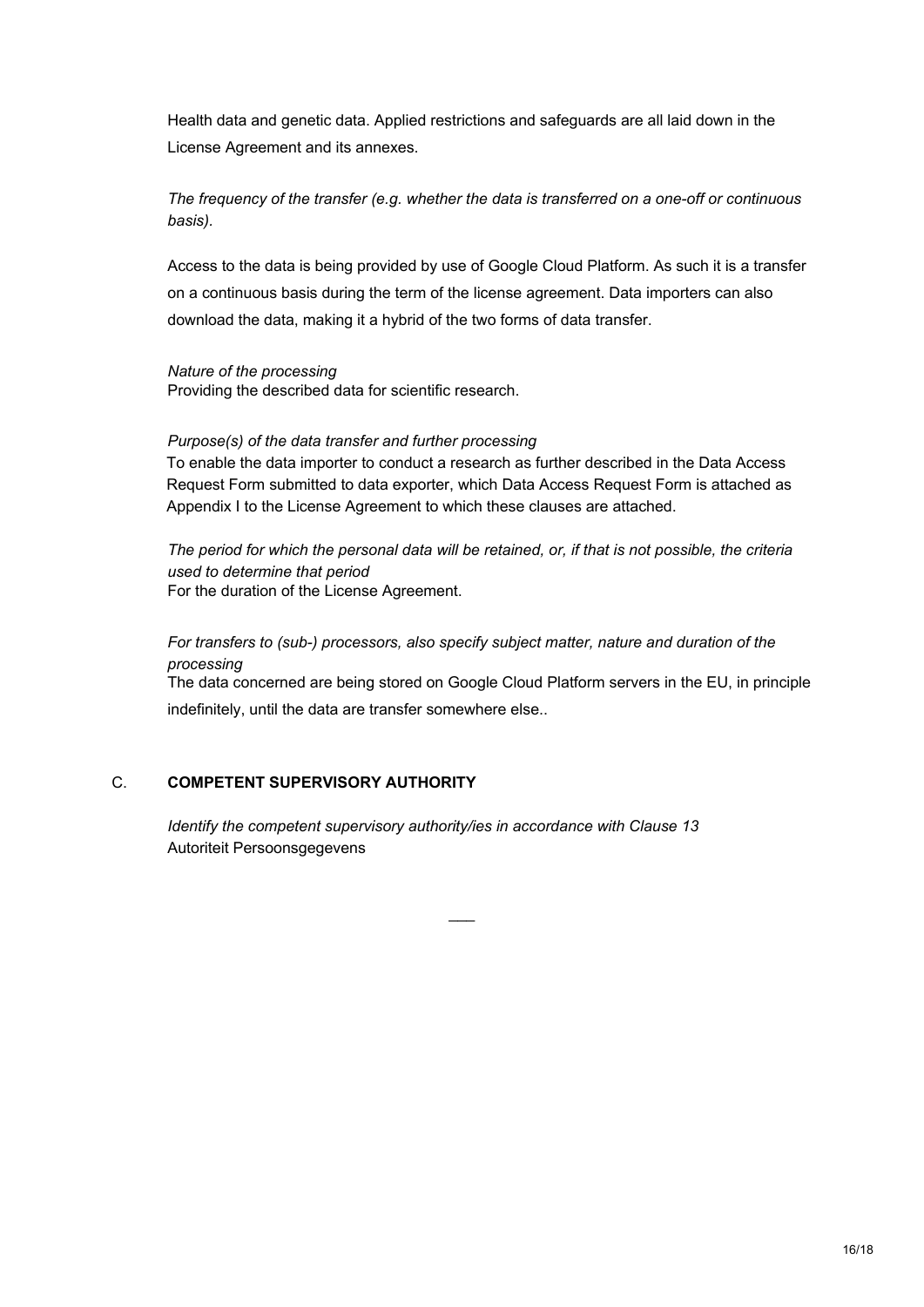Health data and genetic data. Applied restrictions and safeguards are all laid down in the License Agreement and its annexes.

*The frequency of the transfer (e.g. whether the data is transferred on a one-off or continuous basis).*

Access to the data is being provided by use of Google Cloud Platform. As such it is a transfer on a continuous basis during the term of the license agreement. Data importers can also download the data, making it a hybrid of the two forms of data transfer.

*Nature of the processing*
Providing the described data for scientific research.

*Purpose(s) of the data transfer and further processing*
To enable the data importer to conduct a research as further described in the Data Access Request Form submitted to data exporter, which Data Access Request Form is attached as Appendix I to the License Agreement to which these clauses are attached.

*The period for which the personal data will be retained, or, if that is not possible, the criteria used to determine that period*
For the duration of the License Agreement.

*For transfers to (sub-) processors, also specify subject matter, nature and duration of the processing*
The data concerned are being stored on Google Cloud Platform servers in the EU, in principle indefinitely, until the data are transfer somewhere else..

C. **COMPETENT SUPERVISORY AUTHORITY**

*Identify the competent supervisory authority/ies in accordance with Clause 13*
Autoriteit Persoonsgegevens

___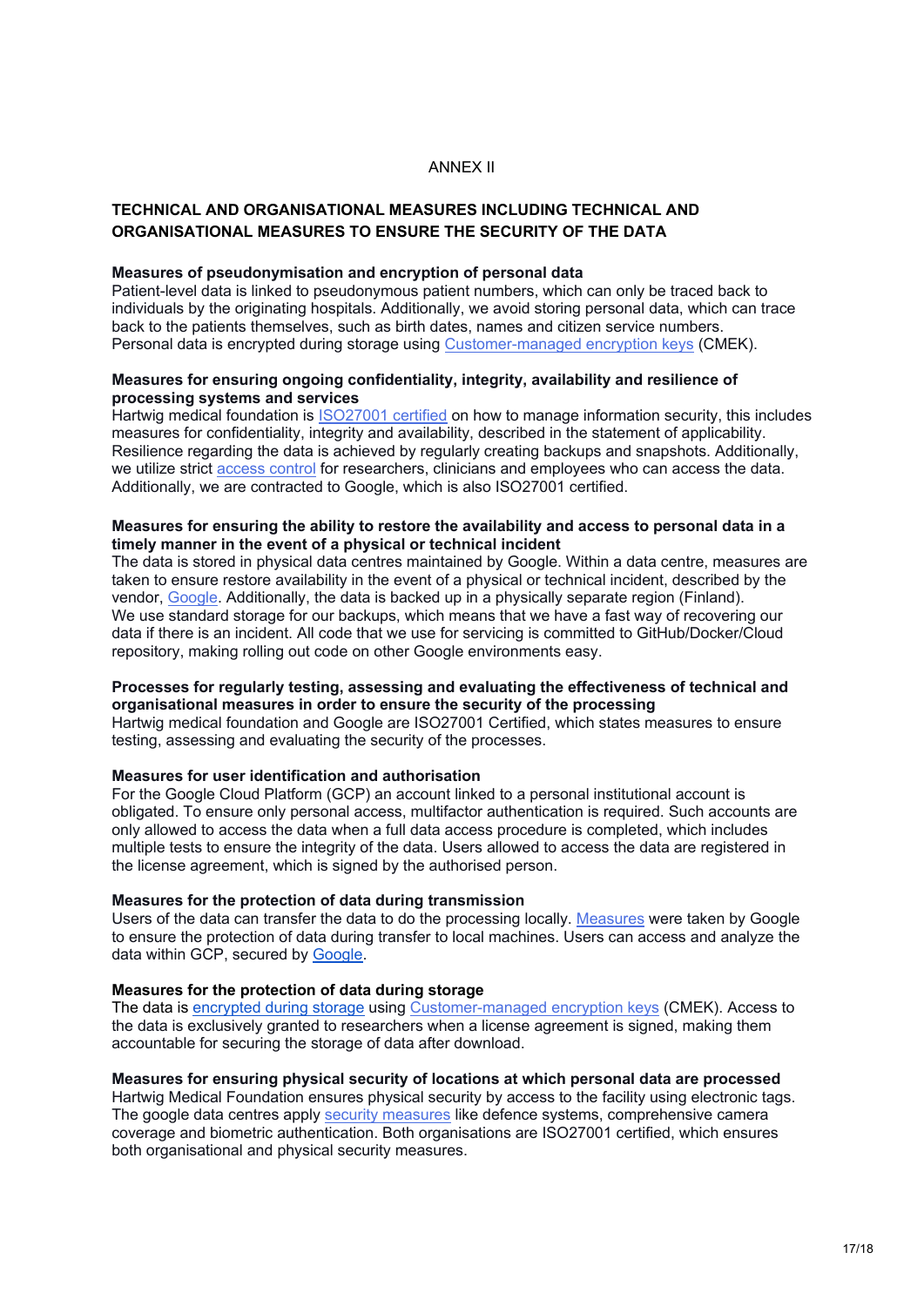# ANNEX II

## TECHNICAL AND ORGANISATIONAL MEASURES INCLUDING TECHNICAL AND ORGANISATIONAL MEASURES TO ENSURE THE SECURITY OF THE DATA

### Measures of pseudonymisation and encryption of personal data

Patient-level data is linked to pseudonymous patient numbers, which can only be traced back to individuals by the originating hospitals. Additionally, we avoid storing personal data, which can trace back to the patients themselves, such as birth dates, names and citizen service numbers. Personal data is encrypted during storage using Customer-managed encryption keys (CMEK).

### Measures for ensuring ongoing confidentiality, integrity, availability and resilience of processing systems and services

Hartwig medical foundation is ISO27001 certified on how to manage information security, this includes measures for confidentiality, integrity and availability, described in the statement of applicability. Resilience regarding the data is achieved by regularly creating backups and snapshots. Additionally, we utilize strict access control for researchers, clinicians and employees who can access the data. Additionally, we are contracted to Google, which is also ISO27001 certified.

### Measures for ensuring the ability to restore the availability and access to personal data in a timely manner in the event of a physical or technical incident

The data is stored in physical data centres maintained by Google. Within a data centre, measures are taken to ensure restore availability in the event of a physical or technical incident, described by the vendor, Google. Additionally, the data is backed up in a physically separate region (Finland). We use standard storage for our backups, which means that we have a fast way of recovering our data if there is an incident. All code that we use for servicing is committed to GitHub/Docker/Cloud repository, making rolling out code on other Google environments easy.

### Processes for regularly testing, assessing and evaluating the effectiveness of technical and organisational measures in order to ensure the security of the processing

Hartwig medical foundation and Google are ISO27001 Certified, which states measures to ensure testing, assessing and evaluating the security of the processes.

### Measures for user identification and authorisation

For the Google Cloud Platform (GCP) an account linked to a personal institutional account is obligated. To ensure only personal access, multifactor authentication is required. Such accounts are only allowed to access the data when a full data access procedure is completed, which includes multiple tests to ensure the integrity of the data. Users allowed to access the data are registered in the license agreement, which is signed by the authorised person.

### Measures for the protection of data during transmission

Users of the data can transfer the data to do the processing locally. Measures were taken by Google to ensure the protection of data during transfer to local machines. Users can access and analyze the data within GCP, secured by Google.

### Measures for the protection of data during storage

The data is encrypted during storage using Customer-managed encryption keys (CMEK). Access to the data is exclusively granted to researchers when a license agreement is signed, making them accountable for securing the storage of data after download.

### Measures for ensuring physical security of locations at which personal data are processed

Hartwig Medical Foundation ensures physical security by access to the facility using electronic tags. The google data centres apply security measures like defence systems, comprehensive camera coverage and biometric authentication. Both organisations are ISO27001 certified, which ensures both organisational and physical security measures.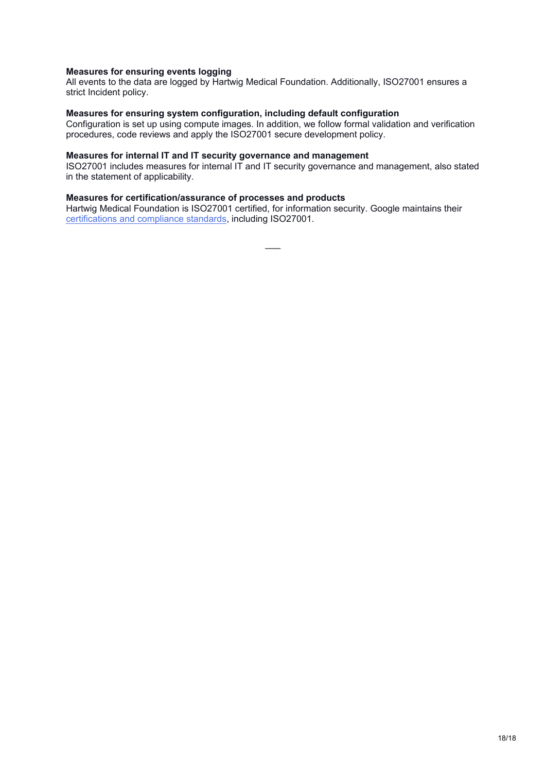**Measures for ensuring events logging**
All events to the data are logged by Hartwig Medical Foundation. Additionally, ISO27001 ensures a strict Incident policy.

**Measures for ensuring system configuration, including default configuration**
Configuration is set up using compute images. In addition, we follow formal validation and verification procedures, code reviews and apply the ISO27001 secure development policy.

**Measures for internal IT and IT security governance and management**
ISO27001 includes measures for internal IT and IT security governance and management, also stated in the statement of applicability.

**Measures for certification/assurance of processes and products**
Hartwig Medical Foundation is ISO27001 certified, for information security. Google maintains their certifications and compliance standards, including ISO27001.

___